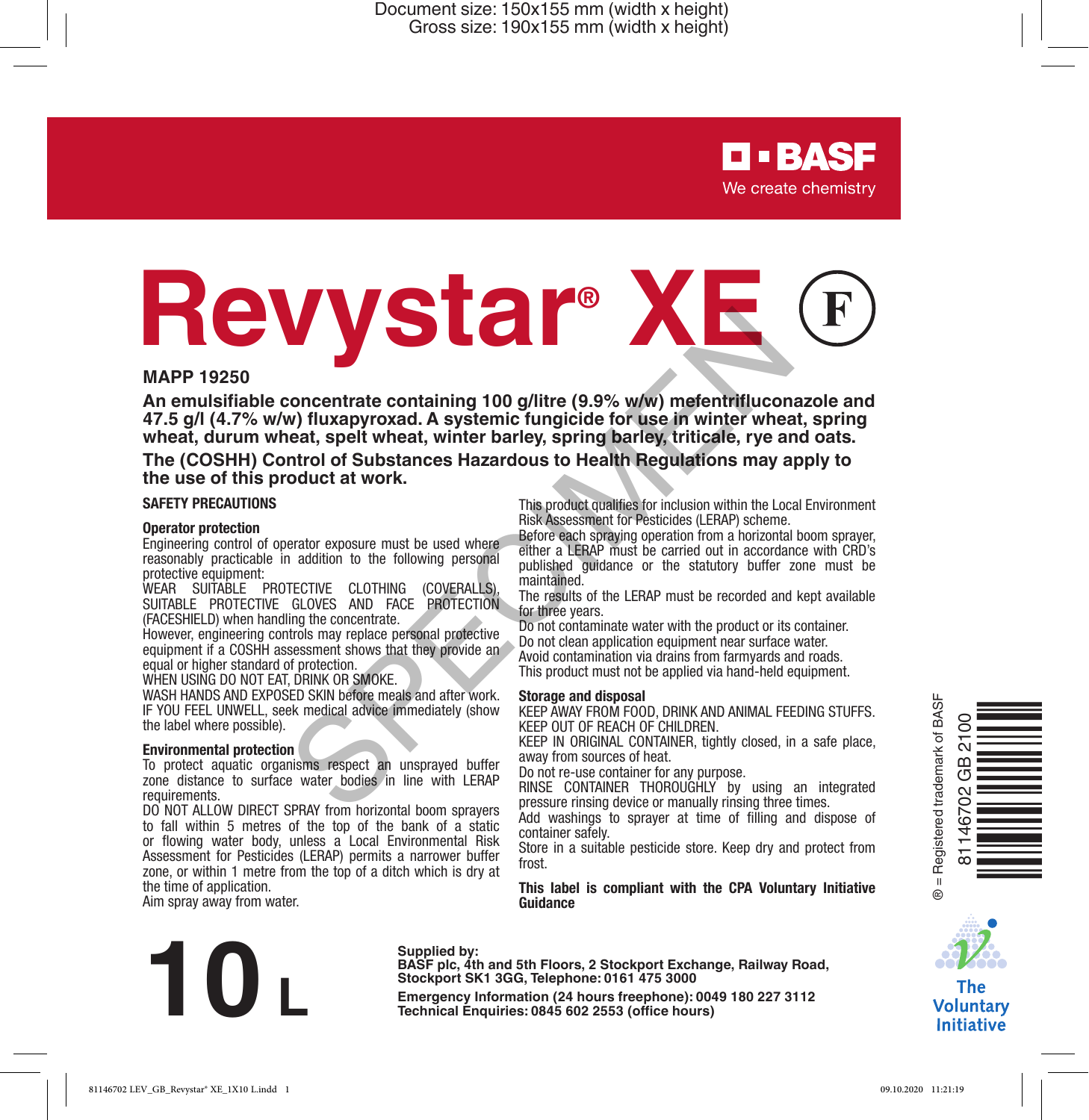BASF
We create chemistry

# Revystar® XE (F)

**MAPP 19250**

**An emulsifiable concentrate containing 100 g/litre (9.9% w/w) mefentrifluconazole and 47.5 g/l (4.7% w/w) fluxapyroxad. A systemic fungicide for use in winter wheat, spring wheat, durum wheat, spelt wheat, winter barley, spring barley, triticale, rye and oats.**

**The (COSHH) Control of Substances Hazardous to Health Regulations may apply to the use of this product at work.**

## SAFETY PRECAUTIONS

### Operator protection

Engineering control of operator exposure must be used where reasonably practicable in addition to the following personal protective equipment:

WEAR SUITABLE PROTECTIVE CLOTHING (COVERALLS), SUITABLE PROTECTIVE GLOVES AND FACE PROTECTION (FACESHIELD) when handling the concentrate.

However, engineering controls may replace personal protective equipment if a COSHH assessment shows that they provide an equal or higher standard of protection.

WHEN USING DO NOT EAT, DRINK OR SMOKE.

WASH HANDS AND EXPOSED SKIN before meals and after work.

IF YOU FEEL UNWELL, seek medical advice immediately (show the label where possible).

### Environmental protection

To protect aquatic organisms respect an unsprayed buffer zone distance to surface water bodies in line with LERAP requirements.

DO NOT ALLOW DIRECT SPRAY from horizontal boom sprayers to fall within 5 metres of the top of the bank of a static or flowing water body, unless a Local Environmental Risk Assessment for Pesticides (LERAP) permits a narrower buffer zone, or within 1 metre from the top of a ditch which is dry at the time of application.

Aim spray away from water.

This product qualifies for inclusion within the Local Environment Risk Assessment for Pesticides (LERAP) scheme.

Before each spraying operation from a horizontal boom sprayer, either a LERAP must be carried out in accordance with CRD's published guidance or the statutory buffer zone must be maintained.

The results of the LERAP must be recorded and kept available for three years.

Do not contaminate water with the product or its container.

Do not clean application equipment near surface water.

Avoid contamination via drains from farmyards and roads.

This product must not be applied via hand-held equipment.

### Storage and disposal

KEEP AWAY FROM FOOD, DRINK AND ANIMAL FEEDING STUFFS.

KEEP OUT OF REACH OF CHILDREN.

KEEP IN ORIGINAL CONTAINER, tightly closed, in a safe place, away from sources of heat.

Do not re-use container for any purpose.

RINSE CONTAINER THOROUGHLY by using an integrated pressure rinsing device or manually rinsing three times.

Add washings to sprayer at time of filling and dispose of container safely.

Store in a suitable pesticide store. Keep dry and protect from frost.

**This label is compliant with the CPA Voluntary Initiative Guidance**

# 10 L

**Supplied by:**
**BASF plc, 4th and 5th Floors, 2 Stockport Exchange, Railway Road, Stockport SK1 3GG, Telephone: 0161 475 3000**

**Emergency Information (24 hours freephone): 0049 180 227 3112**
**Technical Enquiries: 0845 602 2553 (office hours)**

® = Registered trademark of BASF

81146702 GB 2100

The Voluntary Initiative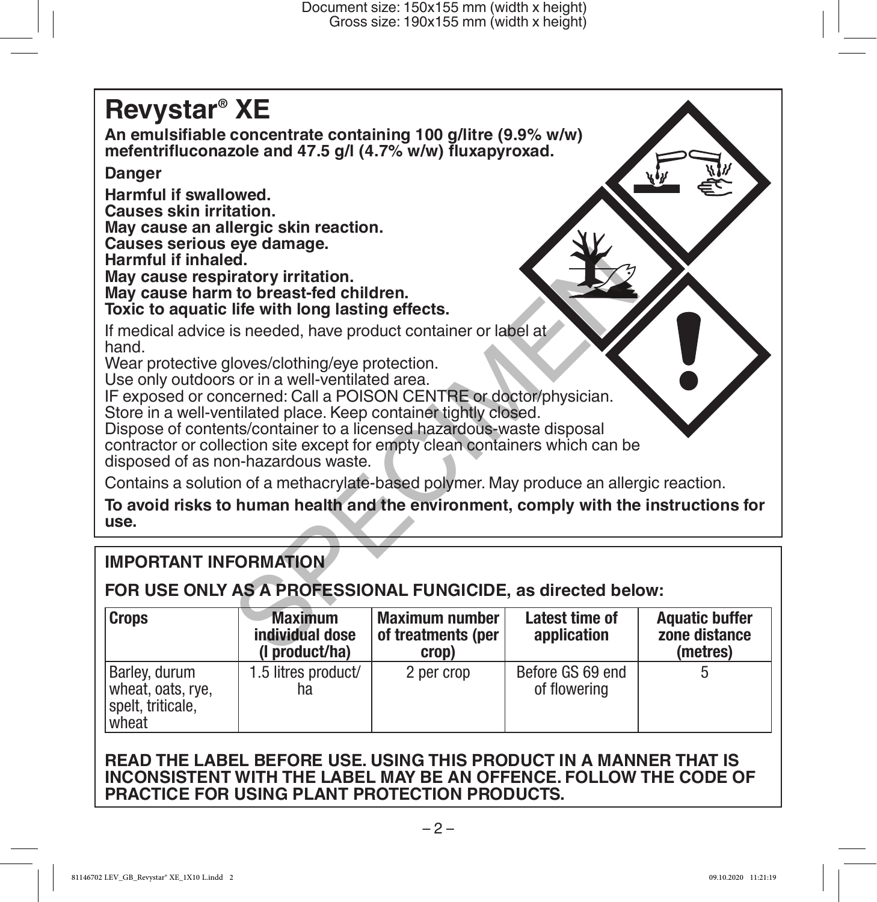# Revystar® XE

**An emulsifiable concentrate containing 100 g/litre (9.9% w/w) mefentrifluconazole and 47.5 g/l (4.7% w/w) fluxapyroxad.**

**Danger**

**Harmful if swallowed.**
**Causes skin irritation.**
**May cause an allergic skin reaction.**
**Causes serious eye damage.**
**Harmful if inhaled.**
**May cause respiratory irritation.**
**May cause harm to breast-fed children.**
**Toxic to aquatic life with long lasting effects.**

If medical advice is needed, have product container or label at hand.
Wear protective gloves/clothing/eye protection.
Use only outdoors or in a well-ventilated area.
IF exposed or concerned: Call a POISON CENTRE or doctor/physician.
Store in a well-ventilated place. Keep container tightly closed.
Dispose of contents/container to a licensed hazardous-waste disposal contractor or collection site except for empty clean containers which can be disposed of as non-hazardous waste.

Contains a solution of a methacrylate-based polymer. May produce an allergic reaction.

**To avoid risks to human health and the environment, comply with the instructions for use.**

## IMPORTANT INFORMATION

**FOR USE ONLY AS A PROFESSIONAL FUNGICIDE, as directed below:**

| Crops | Maximum individual dose (l product/ha) | Maximum number of treatments (per crop) | Latest time of application | Aquatic buffer zone distance (metres) |
|---|---|---|---|---|
| Barley, durum wheat, oats, rye, spelt, triticale, wheat | 1.5 litres product/ha | 2 per crop | Before GS 69 end of flowering | 5 |

**READ THE LABEL BEFORE USE. USING THIS PRODUCT IN A MANNER THAT IS INCONSISTENT WITH THE LABEL MAY BE AN OFFENCE. FOLLOW THE CODE OF PRACTICE FOR USING PLANT PROTECTION PRODUCTS.**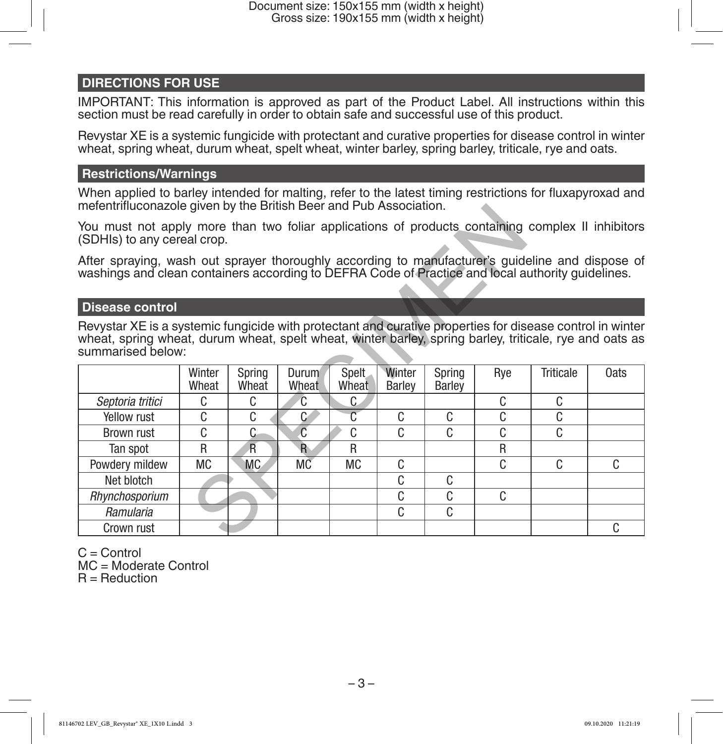## DIRECTIONS FOR USE

IMPORTANT: This information is approved as part of the Product Label. All instructions within this section must be read carefully in order to obtain safe and successful use of this product.

Revystar XE is a systemic fungicide with protectant and curative properties for disease control in winter wheat, spring wheat, durum wheat, spelt wheat, winter barley, spring barley, triticale, rye and oats.

### Restrictions/Warnings

When applied to barley intended for malting, refer to the latest timing restrictions for fluxapyroxad and mefentrifluconazole given by the British Beer and Pub Association.

You must not apply more than two foliar applications of products containing complex II inhibitors (SDHIs) to any cereal crop.

After spraying, wash out sprayer thoroughly according to manufacturer's guideline and dispose of washings and clean containers according to DEFRA Code of Practice and local authority guidelines.

### Disease control

Revystar XE is a systemic fungicide with protectant and curative properties for disease control in winter wheat, spring wheat, durum wheat, spelt wheat, winter barley, spring barley, triticale, rye and oats as summarised below:

| | Winter Wheat | Spring Wheat | Durum Wheat | Spelt Wheat | Winter Barley | Spring Barley | Rye | Triticale | Oats |
|---|---|---|---|---|---|---|---|---|---|
| *Septoria tritici* | C | C | C | C | | | C | C | |
| Yellow rust | C | C | C | C | C | C | C | C | |
| Brown rust | C | C | C | C | C | C | C | C | |
| Tan spot | R | R | R | R | | | R | | |
| Powdery mildew | MC | MC | MC | MC | C | | C | C | C |
| Net blotch | | | | | C | C | | | |
| *Rhynchosporium* | | | | | C | C | C | | |
| *Ramularia* | | | | | C | C | | | |
| Crown rust | | | | | | | | | C |

C = Control
MC = Moderate Control
R = Reduction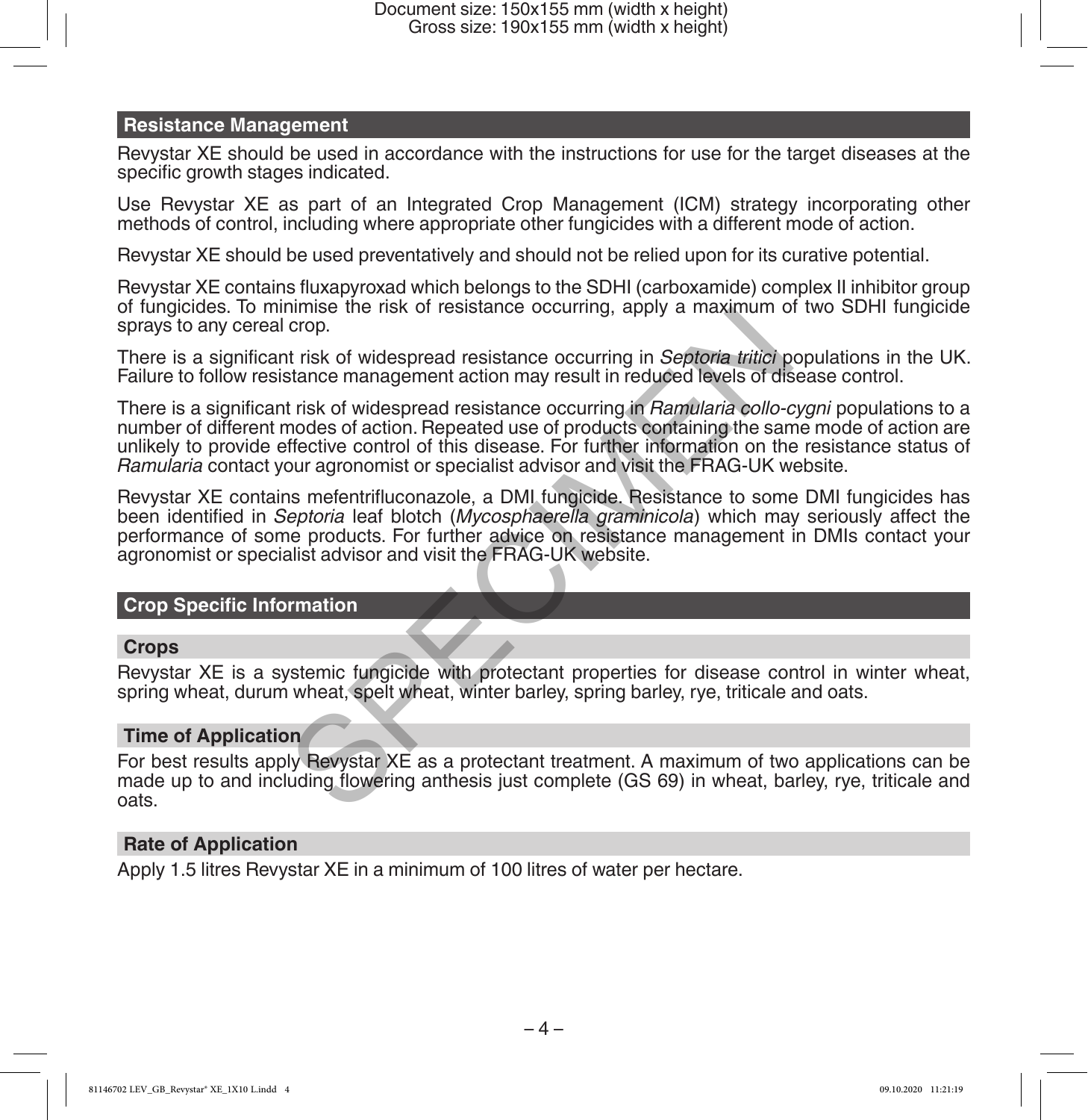## Resistance Management

Revystar XE should be used in accordance with the instructions for use for the target diseases at the specific growth stages indicated.

Use Revystar XE as part of an Integrated Crop Management (ICM) strategy incorporating other methods of control, including where appropriate other fungicides with a different mode of action.

Revystar XE should be used preventatively and should not be relied upon for its curative potential.

Revystar XE contains fluxapyroxad which belongs to the SDHI (carboxamide) complex II inhibitor group of fungicides. To minimise the risk of resistance occurring, apply a maximum of two SDHI fungicide sprays to any cereal crop.

There is a significant risk of widespread resistance occurring in *Septoria tritici* populations in the UK. Failure to follow resistance management action may result in reduced levels of disease control.

There is a significant risk of widespread resistance occurring in *Ramularia collo-cygni* populations to a number of different modes of action. Repeated use of products containing the same mode of action are unlikely to provide effective control of this disease. For further information on the resistance status of *Ramularia* contact your agronomist or specialist advisor and visit the FRAG-UK website.

Revystar XE contains mefentrifluconazole, a DMI fungicide. Resistance to some DMI fungicides has been identified in *Septoria* leaf blotch (*Mycosphaerella graminicola*) which may seriously affect the performance of some products. For further advice on resistance management in DMIs contact your agronomist or specialist advisor and visit the FRAG-UK website.

## Crop Specific Information

### Crops

Revystar XE is a systemic fungicide with protectant properties for disease control in winter wheat, spring wheat, durum wheat, spelt wheat, winter barley, spring barley, rye, triticale and oats.

### Time of Application

For best results apply Revystar XE as a protectant treatment. A maximum of two applications can be made up to and including flowering anthesis just complete (GS 69) in wheat, barley, rye, triticale and oats.

### Rate of Application

Apply 1.5 litres Revystar XE in a minimum of 100 litres of water per hectare.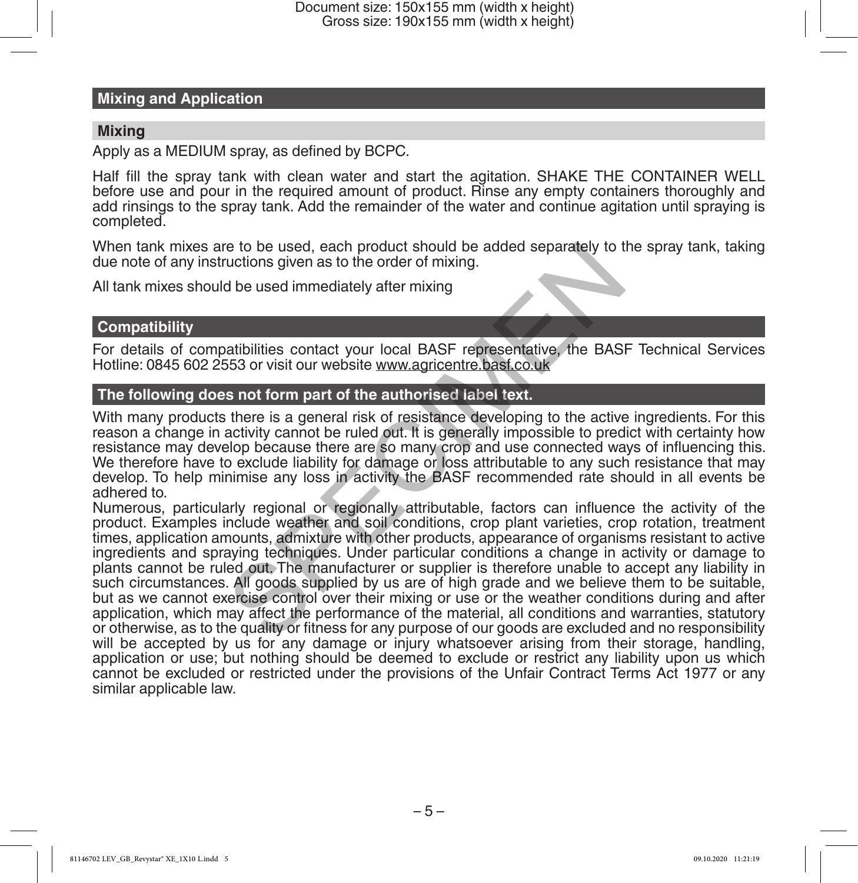## Mixing and Application

### Mixing

Apply as a MEDIUM spray, as defined by BCPC.

Half fill the spray tank with clean water and start the agitation. SHAKE THE CONTAINER WELL before use and pour in the required amount of product. Rinse any empty containers thoroughly and add rinsings to the spray tank. Add the remainder of the water and continue agitation until spraying is completed.

When tank mixes are to be used, each product should be added separately to the spray tank, taking due note of any instructions given as to the order of mixing.

All tank mixes should be used immediately after mixing

## Compatibility

For details of compatibilities contact your local BASF representative, the BASF Technical Services Hotline: 0845 602 2553 or visit our website www.agricentre.basf.co.uk

## The following does not form part of the authorised label text.

With many products there is a general risk of resistance developing to the active ingredients. For this reason a change in activity cannot be ruled out. It is generally impossible to predict with certainty how resistance may develop because there are so many crop and use connected ways of influencing this. We therefore have to exclude liability for damage or loss attributable to any such resistance that may develop. To help minimise any loss in activity the BASF recommended rate should in all events be adhered to.

Numerous, particularly regional or regionally attributable, factors can influence the activity of the product. Examples include weather and soil conditions, crop plant varieties, crop rotation, treatment times, application amounts, admixture with other products, appearance of organisms resistant to active ingredients and spraying techniques. Under particular conditions a change in activity or damage to plants cannot be ruled out. The manufacturer or supplier is therefore unable to accept any liability in such circumstances. All goods supplied by us are of high grade and we believe them to be suitable, but as we cannot exercise control over their mixing or use or the weather conditions during and after application, which may affect the performance of the material, all conditions and warranties, statutory or otherwise, as to the quality or fitness for any purpose of our goods are excluded and no responsibility will be accepted by us for any damage or injury whatsoever arising from their storage, handling, application or use; but nothing should be deemed to exclude or restrict any liability upon us which cannot be excluded or restricted under the provisions of the Unfair Contract Terms Act 1977 or any similar applicable law.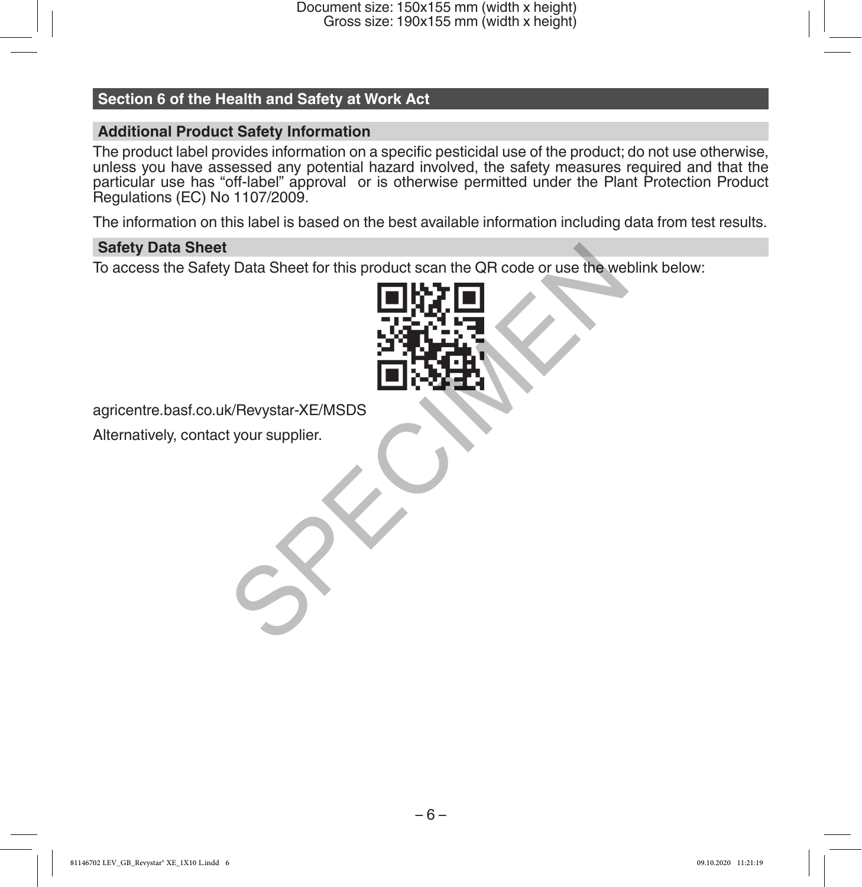## Section 6 of the Health and Safety at Work Act

### Additional Product Safety Information

The product label provides information on a specific pesticidal use of the product; do not use otherwise, unless you have assessed any potential hazard involved, the safety measures required and that the particular use has "off-label" approval or is otherwise permitted under the Plant Protection Product Regulations (EC) No 1107/2009.

The information on this label is based on the best available information including data from test results.

### Safety Data Sheet

To access the Safety Data Sheet for this product scan the QR code or use the weblink below:

agricentre.basf.co.uk/Revystar-XE/MSDS

Alternatively, contact your supplier.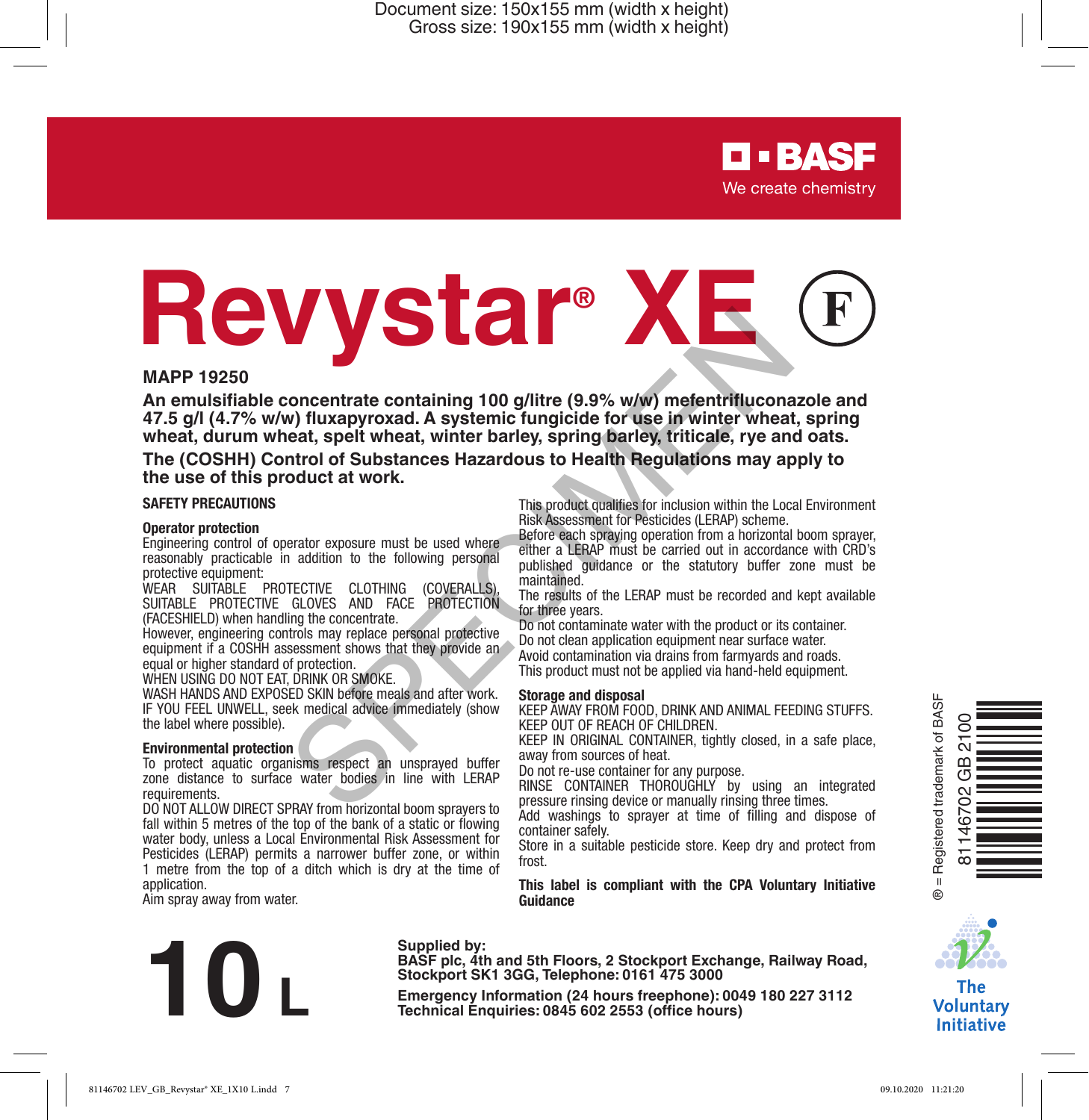Document size: 150x155 mm (width x height)
Gross size: 190x155 mm (width x height)

BASF
We create chemistry

# Revystar® XE (F)

**MAPP 19250**

**An emulsifiable concentrate containing 100 g/litre (9.9% w/w) mefentrifluconazole and 47.5 g/l (4.7% w/w) fluxapyroxad. A systemic fungicide for use in winter wheat, spring wheat, durum wheat, spelt wheat, winter barley, spring barley, triticale, rye and oats.**

**The (COSHH) Control of Substances Hazardous to Health Regulations may apply to the use of this product at work.**

SPECIMEN

## SAFETY PRECAUTIONS

### Operator protection

Engineering control of operator exposure must be used where reasonably practicable in addition to the following personal protective equipment:

WEAR SUITABLE PROTECTIVE CLOTHING (COVERALLS), SUITABLE PROTECTIVE GLOVES AND FACE PROTECTION (FACESHIELD) when handling the concentrate.

However, engineering controls may replace personal protective equipment if a COSHH assessment shows that they provide an equal or higher standard of protection.

WHEN USING DO NOT EAT, DRINK OR SMOKE.

WASH HANDS AND EXPOSED SKIN before meals and after work.

IF YOU FEEL UNWELL, seek medical advice immediately (show the label where possible).

### Environmental protection

To protect aquatic organisms respect an unsprayed buffer zone distance to surface water bodies in line with LERAP requirements.

DO NOT ALLOW DIRECT SPRAY from horizontal boom sprayers to fall within 5 metres of the top of the bank of a static or flowing water body, unless a Local Environmental Risk Assessment for Pesticides (LERAP) permits a narrower buffer zone, or within 1 metre from the top of a ditch which is dry at the time of application.

Aim spray away from water.

This product qualifies for inclusion within the Local Environment Risk Assessment for Pesticides (LERAP) scheme.

Before each spraying operation from a horizontal boom sprayer, either a LERAP must be carried out in accordance with CRD's published guidance or the statutory buffer zone must be maintained.

The results of the LERAP must be recorded and kept available for three years.

Do not contaminate water with the product or its container.

Do not clean application equipment near surface water.

Avoid contamination via drains from farmyards and roads.

This product must not be applied via hand-held equipment.

### Storage and disposal

KEEP AWAY FROM FOOD, DRINK AND ANIMAL FEEDING STUFFS.

KEEP OUT OF REACH OF CHILDREN.

KEEP IN ORIGINAL CONTAINER, tightly closed, in a safe place, away from sources of heat.

Do not re-use container for any purpose.

RINSE CONTAINER THOROUGHLY by using an integrated pressure rinsing device or manually rinsing three times.

Add washings to sprayer at time of filling and dispose of container safely.

Store in a suitable pesticide store. Keep dry and protect from frost.

**This label is compliant with the CPA Voluntary Initiative Guidance**

® = Registered trademark of BASF

81146702 GB 2100

The Voluntary Initiative

# 10 L

**Supplied by:**
**BASF plc, 4th and 5th Floors, 2 Stockport Exchange, Railway Road, Stockport SK1 3GG, Telephone: 0161 475 3000**

**Emergency Information (24 hours freephone): 0049 180 227 3112**
**Technical Enquiries: 0845 602 2553 (office hours)**